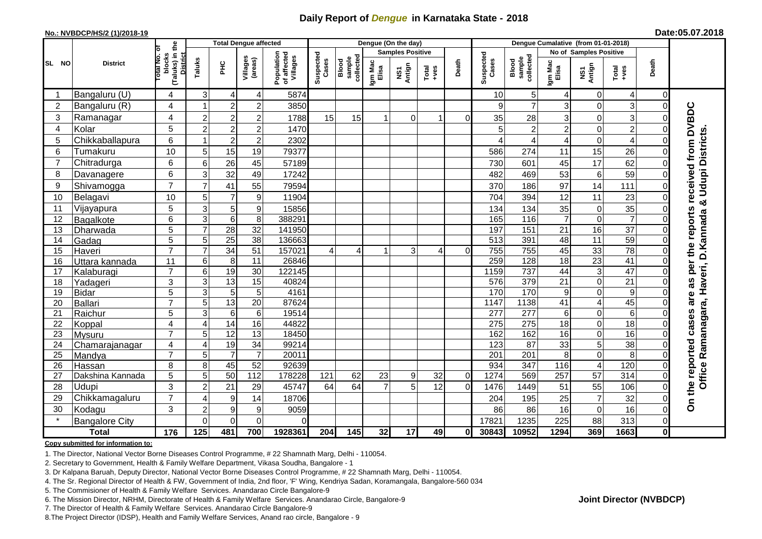# Daily Report of *Dengue* in Karnataka State - 2018

**No.: NVBDCP/HS/2 (1)/2018-19**

**Date:05.07.2018**

| SL NO | District | Total No. of blocks (Taluks) in the District | Total Dengue affected | | | | Dengue (On the day) | | | | | | | Dengue Cumalative (from 01-01-2018) | | | | | | | |
|---|---|---|---|---|---|---|---|---|---|---|---|---|---|---|---|---|---|---|---|---|
| | | | Taluks | PHC | Villages (areas) | Population of affected Villages | Suspected Cases | Blood sample collected | Samples Positive | | | Death | Suspected Cases | Blood sample collected | No of Samples Positive | | | Death | |
| | | | | | | | | | Igm Mac Elisa | NS1 Antign | Total +ves | | | | Igm Mac Elisa | NS1 Antign | Total +ves | | |
| 1 | Bangaluru (U) | 4 | 3 | 4 | 4 | 5874 | | | | | | | 10 | 5 | 4 | 0 | 4 | 0 | On the reported cases are as per the reports received from DVBDC Office Ramanagara, Haveri, D.Kannada & Udupi Districts. |
| 2 | Bangaluru (R) | 4 | 1 | 2 | 2 | 3850 | | | | | | | 9 | 7 | 3 | 0 | 3 | 0 | |
| 3 | Ramanagar | 4 | 2 | 2 | 2 | 1788 | 15 | 15 | 1 | 0 | 1 | 0 | 35 | 28 | 3 | 0 | 3 | 0 | |
| 4 | Kolar | 5 | 2 | 2 | 2 | 1470 | | | | | | | 5 | 2 | 2 | 0 | 2 | 0 | |
| 5 | Chikkaballapura | 6 | 1 | 2 | 2 | 2302 | | | | | | | 4 | 4 | 4 | 0 | 4 | 0 | |
| 6 | Tumakuru | 10 | 5 | 15 | 19 | 79377 | | | | | | | 586 | 274 | 11 | 15 | 26 | 0 | |
| 7 | Chitradurga | 6 | 6 | 26 | 45 | 57189 | | | | | | | 730 | 601 | 45 | 17 | 62 | 0 | |
| 8 | Davanagere | 6 | 3 | 32 | 49 | 17242 | | | | | | | 482 | 469 | 53 | 6 | 59 | 0 | |
| 9 | Shivamogga | 7 | 7 | 41 | 55 | 79594 | | | | | | | 370 | 186 | 97 | 14 | 111 | 0 | |
| 10 | Belagavi | 10 | 5 | 7 | 9 | 11904 | | | | | | | 704 | 394 | 12 | 11 | 23 | 0 | |
| 11 | Vijayapura | 5 | 3 | 5 | 9 | 15856 | | | | | | | 134 | 134 | 35 | 0 | 35 | 0 | |
| 12 | Bagalkote | 6 | 3 | 6 | 8 | 388291 | | | | | | | 165 | 116 | 7 | 0 | 7 | 0 | |
| 13 | Dharwada | 5 | 7 | 28 | 32 | 141950 | | | | | | | 197 | 151 | 21 | 16 | 37 | 0 | |
| 14 | Gadag | 5 | 5 | 25 | 38 | 136663 | | | | | | | 513 | 391 | 48 | 11 | 59 | 0 | |
| 15 | Haveri | 7 | 7 | 34 | 51 | 157021 | 4 | 4 | 1 | 3 | 4 | 0 | 755 | 755 | 45 | 33 | 78 | 0 | |
| 16 | Uttara kannada | 11 | 6 | 8 | 11 | 26846 | | | | | | | 259 | 128 | 18 | 23 | 41 | 0 | |
| 17 | Kalaburagi | 7 | 6 | 19 | 30 | 122145 | | | | | | | 1159 | 737 | 44 | 3 | 47 | 0 | |
| 18 | Yadageri | 3 | 3 | 13 | 15 | 40824 | | | | | | | 576 | 379 | 21 | 0 | 21 | 0 | |
| 19 | Bidar | 5 | 3 | 5 | 5 | 4161 | | | | | | | 170 | 170 | 9 | 0 | 9 | 0 | |
| 20 | Ballari | 7 | 5 | 13 | 20 | 87624 | | | | | | | 1147 | 1138 | 41 | 4 | 45 | 0 | |
| 21 | Raichur | 5 | 3 | 6 | 6 | 19514 | | | | | | | 277 | 277 | 6 | 0 | 6 | 0 | |
| 22 | Koppal | 4 | 4 | 14 | 16 | 44822 | | | | | | | 275 | 275 | 18 | 0 | 18 | 0 | |
| 23 | Mysuru | 7 | 5 | 12 | 13 | 18450 | | | | | | | 162 | 162 | 16 | 0 | 16 | 0 | |
| 24 | Chamarajanagar | 4 | 4 | 19 | 34 | 99214 | | | | | | | 123 | 87 | 33 | 5 | 38 | 0 | |
| 25 | Mandya | 7 | 5 | 7 | 7 | 20011 | | | | | | | 201 | 201 | 8 | 0 | 8 | 0 | |
| 26 | Hassan | 8 | 8 | 45 | 52 | 92639 | | | | | | | 934 | 347 | 116 | 4 | 120 | 0 | |
| 27 | Dakshina Kannada | 5 | 5 | 50 | 112 | 178228 | 121 | 62 | 23 | 9 | 32 | 0 | 1274 | 569 | 257 | 57 | 314 | 0 | |
| 28 | Udupi | 3 | 2 | 21 | 29 | 45747 | 64 | 64 | 7 | 5 | 12 | 0 | 1476 | 1449 | 51 | 55 | 106 | 0 | |
| 29 | Chikkamagaluru | 7 | 4 | 9 | 14 | 18706 | | | | | | | 204 | 195 | 25 | 7 | 32 | 0 | |
| 30 | Kodagu | 3 | 2 | 9 | 9 | 9059 | | | | | | | 86 | 86 | 16 | 0 | 16 | 0 | |
| * | Bangalore City | | 0 | 0 | 0 | 0 | | | | | | | 17821 | 1235 | 225 | 88 | 313 | 0 | |
| **Total** | | **176** | **125** | **481** | **700** | **1928361** | **204** | **145** | **32** | **17** | **49** | **0** | **30843** | **10952** | **1294** | **369** | **1663** | **0** | |

**Copy submitted for information to:**

1. The Director, National Vector Borne Diseases Control Programme, # 22 Shamnath Marg, Delhi - 110054.
2. Secretary to Government, Health & Family Welfare Department, Vikasa Soudha, Bangalore - 1
3. Dr Kalpana Baruah, Deputy Director, National Vector Borne Diseases Control Programme, # 22 Shamnath Marg, Delhi - 110054.
4. The Sr. Regional Director of Health & FW, Government of India, 2nd floor, 'F' Wing, Kendriya Sadan, Koramangala, Bangalore-560 034
5. The Commisioner of Health & Family Welfare Services. Anandarao Circle Bangalore-9
6. The Mission Director, NRHM, Directorate of Health & Family Welfare Services. Anandarao Circle, Bangalore-9
7. The Director of Health & Family Welfare Services. Anandarao Circle Bangalore-9
8. The Project Director (IDSP), Health and Family Welfare Services, Anand rao circle, Bangalore - 9

**Joint Director (NVBDCP)**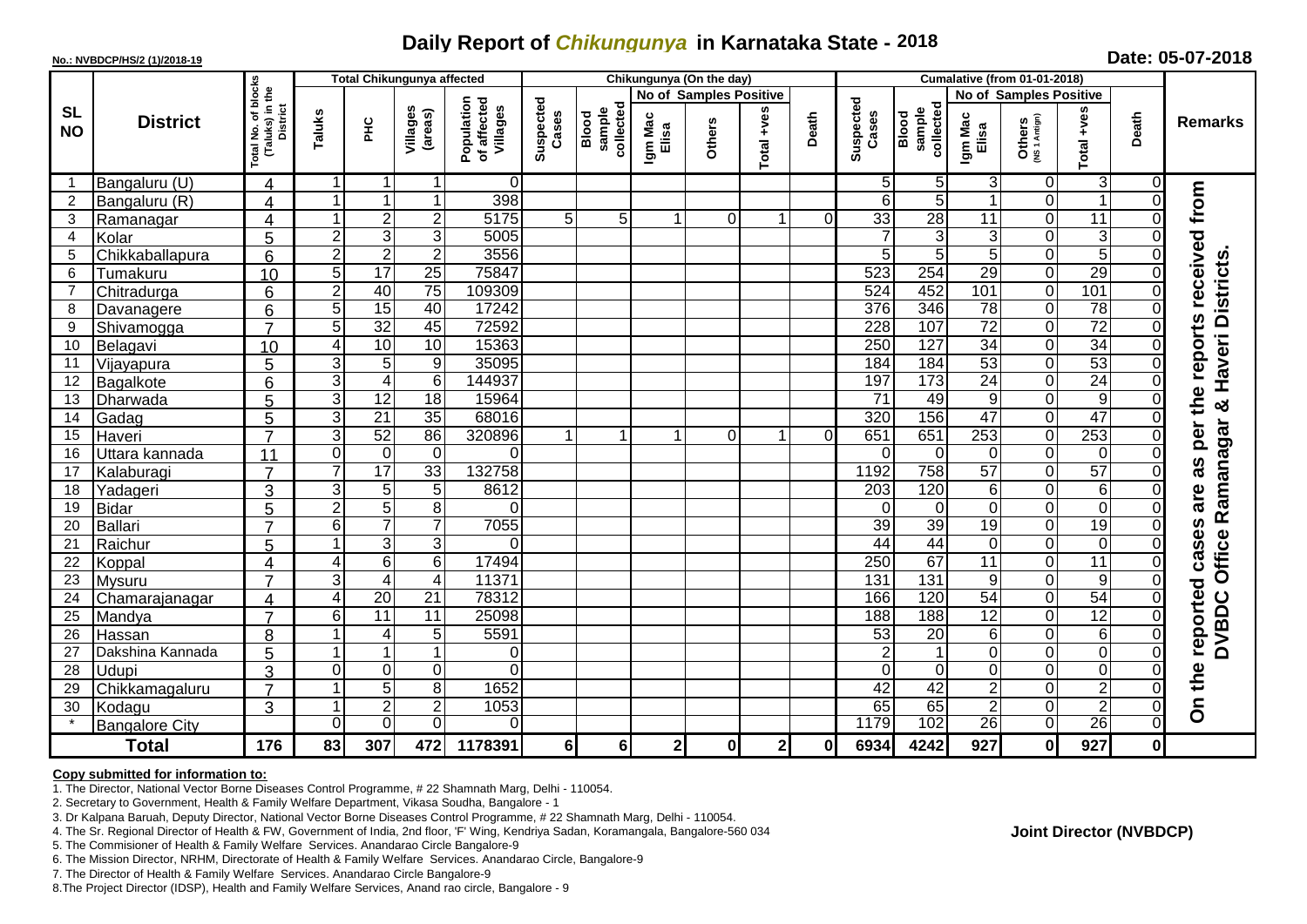# Daily Report of *Chikungunya* in Karnataka State - 2018

**No.: NVBDCP/HS/2 (1)/2018-19**

**Date: 05-07-2018**

| SL NO | District | Total No. of blocks (Taluks) in the District | Total Chikungunya affected | | | | Chikungunya (On the day) | | | | | | | Cumalative (from 01-01-2018) | | | | | | | Remarks |
|---|---|---|---|---|---|---|---|---|---|---|---|---|---|---|---|---|---|---|---|---|---|
| | | | Taluks | PHC | Villages (areas) | Population of affected Villages | Suspected Cases | Blood sample collected | No of Samples Positive | | | Death | Suspected Cases | Blood sample collected | No of Samples Positive | | | Death | |
| | | | | | | | | | Igm Mac Elisa | Others | Total +ves | | | | Igm Mac Elisa | Others (NS 1 Antign) | Total +ves | | |
| 1 | Bangaluru (U) | 4 | 1 | 1 | 1 | 0 | | | | | | | 5 | 5 | 3 | 0 | 3 | 0 | On the reported cases are as per the reports received from DVBDC Office Ramanagar & Haveri Districts. |
| 2 | Bangaluru (R) | 4 | 1 | 1 | 1 | 398 | | | | | | | 6 | 5 | 1 | 0 | 1 | 0 | |
| 3 | Ramanagar | 4 | 1 | 2 | 2 | 5175 | 5 | 5 | 1 | 0 | 1 | 0 | 33 | 28 | 11 | 0 | 11 | 0 | |
| 4 | Kolar | 5 | 2 | 3 | 3 | 5005 | | | | | | | 7 | 3 | 3 | 0 | 3 | 0 | |
| 5 | Chikkaballapura | 6 | 2 | 2 | 2 | 3556 | | | | | | | 5 | 5 | 5 | 0 | 5 | 0 | |
| 6 | Tumakuru | 10 | 5 | 17 | 25 | 75847 | | | | | | | 523 | 254 | 29 | 0 | 29 | 0 | |
| 7 | Chitradurga | 6 | 2 | 40 | 75 | 109309 | | | | | | | 524 | 452 | 101 | 0 | 101 | 0 | |
| 8 | Davanagere | 6 | 5 | 15 | 40 | 17242 | | | | | | | 376 | 346 | 78 | 0 | 78 | 0 | |
| 9 | Shivamogga | 7 | 5 | 32 | 45 | 72592 | | | | | | | 228 | 107 | 72 | 0 | 72 | 0 | |
| 10 | Belagavi | 10 | 4 | 10 | 10 | 15363 | | | | | | | 250 | 127 | 34 | 0 | 34 | 0 | |
| 11 | Vijayapura | 5 | 3 | 5 | 9 | 35095 | | | | | | | 184 | 184 | 53 | 0 | 53 | 0 | |
| 12 | Bagalkote | 6 | 3 | 4 | 6 | 144937 | | | | | | | 197 | 173 | 24 | 0 | 24 | 0 | |
| 13 | Dharwada | 5 | 3 | 12 | 18 | 15964 | | | | | | | 71 | 49 | 9 | 0 | 9 | 0 | |
| 14 | Gadag | 5 | 3 | 21 | 35 | 68016 | | | | | | | 320 | 156 | 47 | 0 | 47 | 0 | |
| 15 | Haveri | 7 | 3 | 52 | 86 | 320896 | 1 | 1 | 1 | 0 | 1 | 0 | 651 | 651 | 253 | 0 | 253 | 0 | |
| 16 | Uttara kannada | 11 | 0 | 0 | 0 | 0 | | | | | | | 0 | 0 | 0 | 0 | 0 | 0 | |
| 17 | Kalaburagi | 7 | 7 | 17 | 33 | 132758 | | | | | | | 1192 | 758 | 57 | 0 | 57 | 0 | |
| 18 | Yadageri | 3 | 3 | 5 | 5 | 8612 | | | | | | | 203 | 120 | 6 | 0 | 6 | 0 | |
| 19 | Bidar | 5 | 2 | 5 | 8 | 0 | | | | | | | 0 | 0 | 0 | 0 | 0 | 0 | |
| 20 | Ballari | 7 | 6 | 7 | 7 | 7055 | | | | | | | 39 | 39 | 19 | 0 | 19 | 0 | |
| 21 | Raichur | 5 | 1 | 3 | 3 | 0 | | | | | | | 44 | 44 | 0 | 0 | 0 | 0 | |
| 22 | Koppal | 4 | 4 | 6 | 6 | 17494 | | | | | | | 250 | 67 | 11 | 0 | 11 | 0 | |
| 23 | Mysuru | 7 | 3 | 4 | 4 | 11371 | | | | | | | 131 | 131 | 9 | 0 | 9 | 0 | |
| 24 | Chamarajanagar | 4 | 4 | 20 | 21 | 78312 | | | | | | | 166 | 120 | 54 | 0 | 54 | 0 | |
| 25 | Mandya | 7 | 6 | 11 | 11 | 25098 | | | | | | | 188 | 188 | 12 | 0 | 12 | 0 | |
| 26 | Hassan | 8 | 1 | 4 | 5 | 5591 | | | | | | | 53 | 20 | 6 | 0 | 6 | 0 | |
| 27 | Dakshina Kannada | 5 | 1 | 1 | 1 | 0 | | | | | | | 2 | 1 | 0 | 0 | 0 | 0 | |
| 28 | Udupi | 3 | 0 | 0 | 0 | 0 | | | | | | | 0 | 0 | 0 | 0 | 0 | 0 | |
| 29 | Chikkamagaluru | 7 | 1 | 5 | 8 | 1652 | | | | | | | 42 | 42 | 2 | 0 | 2 | 0 | |
| 30 | Kodagu | 3 | 1 | 2 | 2 | 1053 | | | | | | | 65 | 65 | 2 | 0 | 2 | 0 | |
| * | Bangalore City | | 0 | 0 | 0 | 0 | | | | | | | 1179 | 102 | 26 | 0 | 26 | 0 | |
| **Total** | | **176** | **83** | **307** | **472** | **1178391** | **6** | **6** | **2** | **0** | **2** | **0** | **6934** | **4242** | **927** | **0** | **927** | **0** | |

**Copy submitted for information to:**

1. The Director, National Vector Borne Diseases Control Programme, # 22 Shamnath Marg, Delhi - 110054.
2. Secretary to Government, Health & Family Welfare Department, Vikasa Soudha, Bangalore - 1
3. Dr Kalpana Baruah, Deputy Director, National Vector Borne Diseases Control Programme, # 22 Shamnath Marg, Delhi - 110054.
4. The Sr. Regional Director of Health & FW, Government of India, 2nd floor, 'F' Wing, Kendriya Sadan, Koramangala, Bangalore-560 034
5. The Commisioner of Health & Family Welfare Services. Anandarao Circle Bangalore-9
6. The Mission Director, NRHM, Directorate of Health & Family Welfare Services. Anandarao Circle, Bangalore-9
7. The Director of Health & Family Welfare Services. Anandarao Circle Bangalore-9
8.The Project Director (IDSP), Health and Family Welfare Services, Anand rao circle, Bangalore - 9

**Joint Director (NVBDCP)**